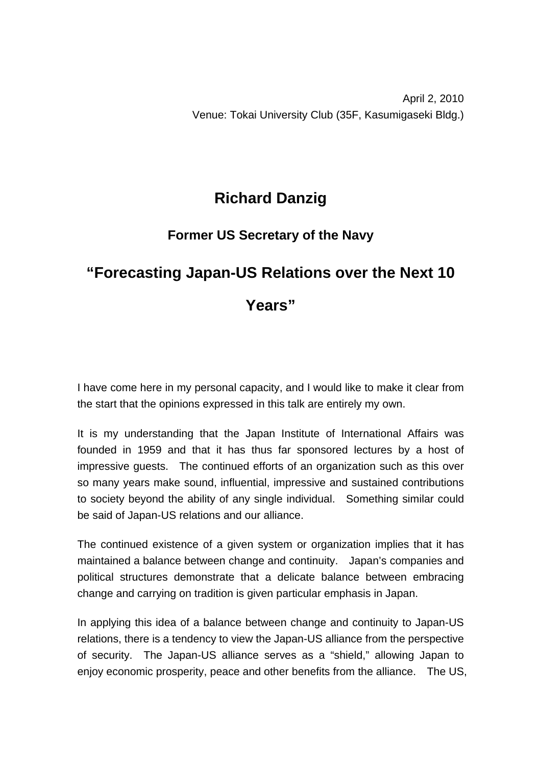April 2, 2010

Venue: Tokai University Club (35F, Kasumigaseki Bldg.)

# Richard Danzig

## Former US Secretary of the Navy

# "Forecasting Japan-US Relations over the Next 10 Years"

I have come here in my personal capacity, and I would like to make it clear from the start that the opinions expressed in this talk are entirely my own.

It is my understanding that the Japan Institute of International Affairs was founded in 1959 and that it has thus far sponsored lectures by a host of impressive guests. The continued efforts of an organization such as this over so many years make sound, influential, impressive and sustained contributions to society beyond the ability of any single individual. Something similar could be said of Japan-US relations and our alliance.

The continued existence of a given system or organization implies that it has maintained a balance between change and continuity. Japan's companies and political structures demonstrate that a delicate balance between embracing change and carrying on tradition is given particular emphasis in Japan.

In applying this idea of a balance between change and continuity to Japan-US relations, there is a tendency to view the Japan-US alliance from the perspective of security. The Japan-US alliance serves as a "shield," allowing Japan to enjoy economic prosperity, peace and other benefits from the alliance. The US,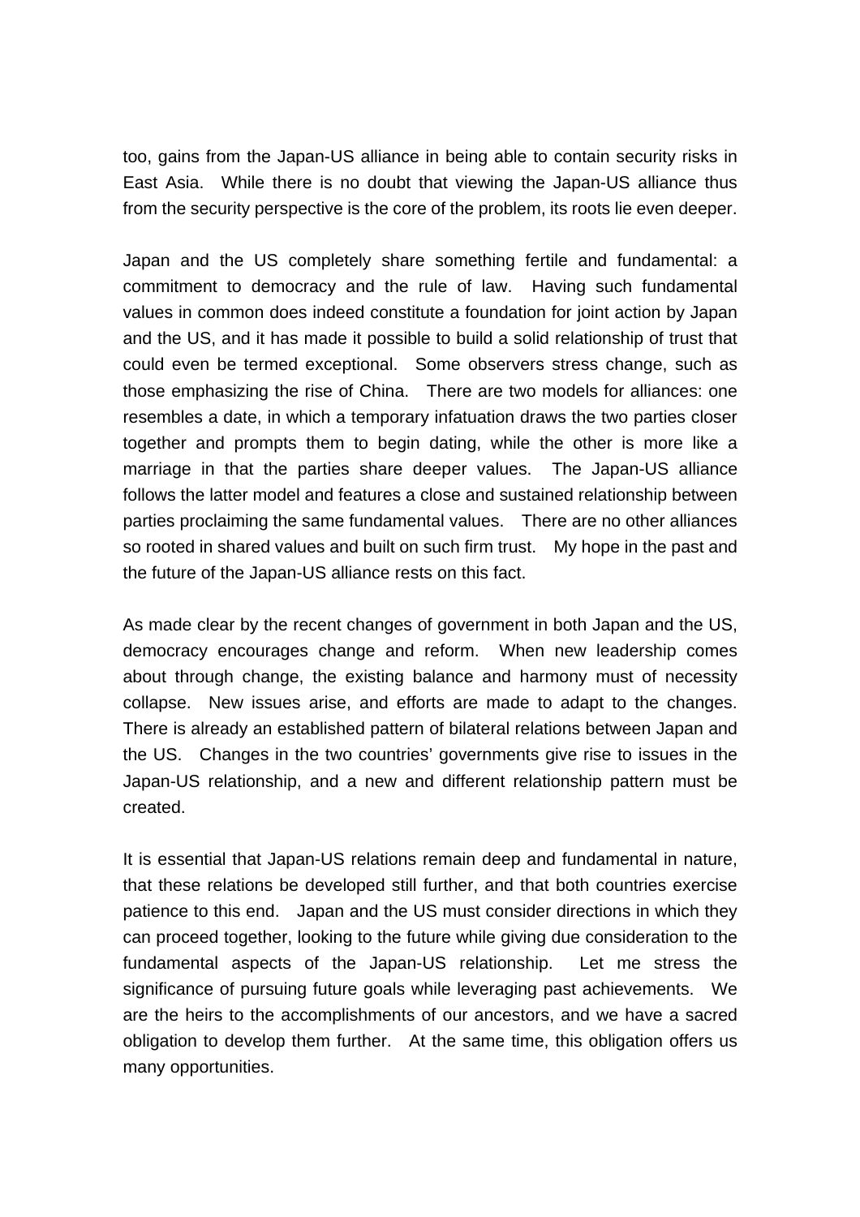too, gains from the Japan-US alliance in being able to contain security risks in East Asia. While there is no doubt that viewing the Japan-US alliance thus from the security perspective is the core of the problem, its roots lie even deeper.

Japan and the US completely share something fertile and fundamental: a commitment to democracy and the rule of law. Having such fundamental values in common does indeed constitute a foundation for joint action by Japan and the US, and it has made it possible to build a solid relationship of trust that could even be termed exceptional. Some observers stress change, such as those emphasizing the rise of China. There are two models for alliances: one resembles a date, in which a temporary infatuation draws the two parties closer together and prompts them to begin dating, while the other is more like a marriage in that the parties share deeper values. The Japan-US alliance follows the latter model and features a close and sustained relationship between parties proclaiming the same fundamental values. There are no other alliances so rooted in shared values and built on such firm trust. My hope in the past and the future of the Japan-US alliance rests on this fact.

As made clear by the recent changes of government in both Japan and the US, democracy encourages change and reform. When new leadership comes about through change, the existing balance and harmony must of necessity collapse. New issues arise, and efforts are made to adapt to the changes. There is already an established pattern of bilateral relations between Japan and the US. Changes in the two countries' governments give rise to issues in the Japan-US relationship, and a new and different relationship pattern must be created.

It is essential that Japan-US relations remain deep and fundamental in nature, that these relations be developed still further, and that both countries exercise patience to this end. Japan and the US must consider directions in which they can proceed together, looking to the future while giving due consideration to the fundamental aspects of the Japan-US relationship. Let me stress the significance of pursuing future goals while leveraging past achievements. We are the heirs to the accomplishments of our ancestors, and we have a sacred obligation to develop them further. At the same time, this obligation offers us many opportunities.